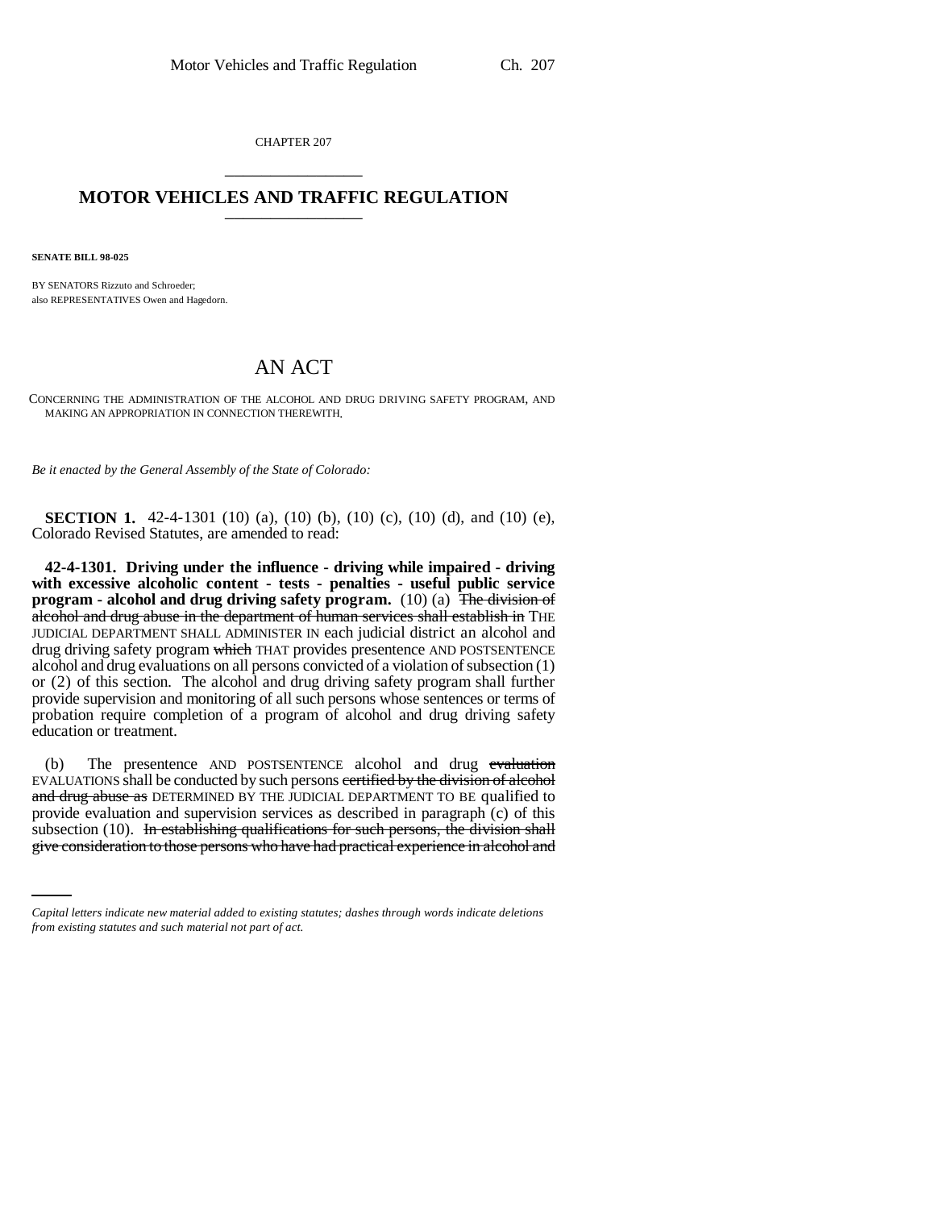CHAPTER 207

# MOTOR VEHICLES AND TRAFFIC REGULATION

**SENATE BILL 98-025**

BY SENATORS Rizzuto and Schroeder;
also REPRESENTATIVES Owen and Hagedorn.

# AN ACT

CONCERNING THE ADMINISTRATION OF THE ALCOHOL AND DRUG DRIVING SAFETY PROGRAM, AND MAKING AN APPROPRIATION IN CONNECTION THEREWITH.

*Be it enacted by the General Assembly of the State of Colorado:*

**SECTION 1.** 42-4-1301 (10) (a), (10) (b), (10) (c), (10) (d), and (10) (e), Colorado Revised Statutes, are amended to read:

**42-4-1301. Driving under the influence - driving while impaired - driving with excessive alcoholic content - tests - penalties - useful public service program - alcohol and drug driving safety program.** (10) (a) ~~The division of alcohol and drug abuse in the department of human services shall establish in~~ THE JUDICIAL DEPARTMENT SHALL ADMINISTER IN each judicial district an alcohol and drug driving safety program ~~which~~ THAT provides presentence AND POSTSENTENCE alcohol and drug evaluations on all persons convicted of a violation of subsection (1) or (2) of this section. The alcohol and drug driving safety program shall further provide supervision and monitoring of all such persons whose sentences or terms of probation require completion of a program of alcohol and drug driving safety education or treatment.

(b) The presentence AND POSTSENTENCE alcohol and drug ~~evaluation~~ EVALUATIONS shall be conducted by such persons ~~certified by the division of alcohol and drug abuse as~~ DETERMINED BY THE JUDICIAL DEPARTMENT TO BE qualified to provide evaluation and supervision services as described in paragraph (c) of this subsection (10). ~~In establishing qualifications for such persons, the division shall give consideration to those persons who have had practical experience in alcohol and~~

*Capital letters indicate new material added to existing statutes; dashes through words indicate deletions from existing statutes and such material not part of act.*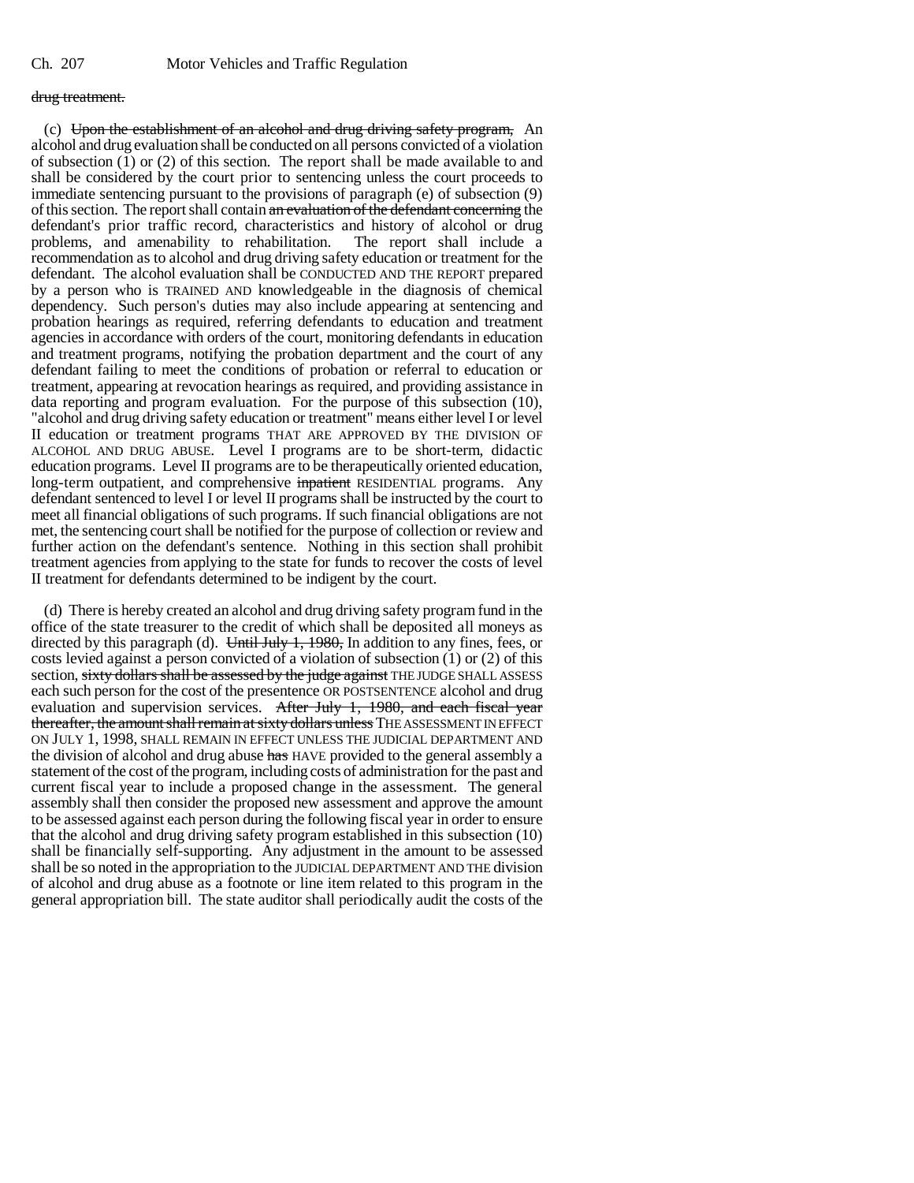drug treatment.

(c) Upon the establishment of an alcohol and drug driving safety program, An alcohol and drug evaluation shall be conducted on all persons convicted of a violation of subsection (1) or (2) of this section. The report shall be made available to and shall be considered by the court prior to sentencing unless the court proceeds to immediate sentencing pursuant to the provisions of paragraph (e) of subsection (9) of this section. The report shall contain an evaluation of the defendant concerning the defendant's prior traffic record, characteristics and history of alcohol or drug problems, and amenability to rehabilitation. The report shall include a recommendation as to alcohol and drug driving safety education or treatment for the defendant. The alcohol evaluation shall be CONDUCTED AND THE REPORT prepared by a person who is TRAINED AND knowledgeable in the diagnosis of chemical dependency. Such person's duties may also include appearing at sentencing and probation hearings as required, referring defendants to education and treatment agencies in accordance with orders of the court, monitoring defendants in education and treatment programs, notifying the probation department and the court of any defendant failing to meet the conditions of probation or referral to education or treatment, appearing at revocation hearings as required, and providing assistance in data reporting and program evaluation. For the purpose of this subsection (10), "alcohol and drug driving safety education or treatment" means either level I or level II education or treatment programs THAT ARE APPROVED BY THE DIVISION OF ALCOHOL AND DRUG ABUSE. Level I programs are to be short-term, didactic education programs. Level II programs are to be therapeutically oriented education, long-term outpatient, and comprehensive inpatient RESIDENTIAL programs. Any defendant sentenced to level I or level II programs shall be instructed by the court to meet all financial obligations of such programs. If such financial obligations are not met, the sentencing court shall be notified for the purpose of collection or review and further action on the defendant's sentence. Nothing in this section shall prohibit treatment agencies from applying to the state for funds to recover the costs of level II treatment for defendants determined to be indigent by the court.

(d) There is hereby created an alcohol and drug driving safety program fund in the office of the state treasurer to the credit of which shall be deposited all moneys as directed by this paragraph (d). Until July 1, 1980, In addition to any fines, fees, or costs levied against a person convicted of a violation of subsection (1) or (2) of this section, sixty dollars shall be assessed by the judge against THE JUDGE SHALL ASSESS each such person for the cost of the presentence OR POSTSENTENCE alcohol and drug evaluation and supervision services. After July 1, 1980, and each fiscal year thereafter, the amount shall remain at sixty dollars unless THE ASSESSMENT IN EFFECT ON JULY 1, 1998, SHALL REMAIN IN EFFECT UNLESS THE JUDICIAL DEPARTMENT AND the division of alcohol and drug abuse has HAVE provided to the general assembly a statement of the cost of the program, including costs of administration for the past and current fiscal year to include a proposed change in the assessment. The general assembly shall then consider the proposed new assessment and approve the amount to be assessed against each person during the following fiscal year in order to ensure that the alcohol and drug driving safety program established in this subsection (10) shall be financially self-supporting. Any adjustment in the amount to be assessed shall be so noted in the appropriation to the JUDICIAL DEPARTMENT AND THE division of alcohol and drug abuse as a footnote or line item related to this program in the general appropriation bill. The state auditor shall periodically audit the costs of the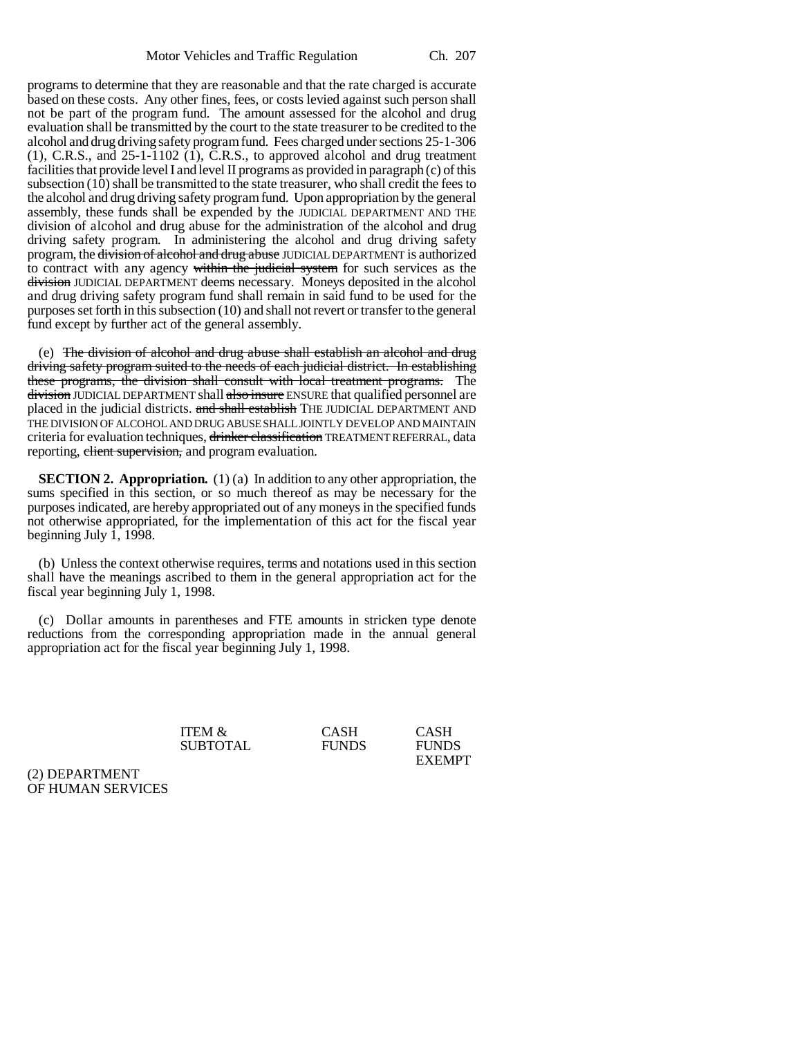programs to determine that they are reasonable and that the rate charged is accurate based on these costs. Any other fines, fees, or costs levied against such person shall not be part of the program fund. The amount assessed for the alcohol and drug evaluation shall be transmitted by the court to the state treasurer to be credited to the alcohol and drug driving safety program fund. Fees charged under sections 25-1-306 (1), C.R.S., and 25-1-1102 (1), C.R.S., to approved alcohol and drug treatment facilities that provide level I and level II programs as provided in paragraph (c) of this subsection (10) shall be transmitted to the state treasurer, who shall credit the fees to the alcohol and drug driving safety program fund. Upon appropriation by the general assembly, these funds shall be expended by the JUDICIAL DEPARTMENT AND THE division of alcohol and drug abuse for the administration of the alcohol and drug driving safety program. In administering the alcohol and drug driving safety program, the ~~division of alcohol and drug abuse~~ JUDICIAL DEPARTMENT is authorized to contract with any agency ~~within the judicial system~~ for such services as the ~~division~~ JUDICIAL DEPARTMENT deems necessary. Moneys deposited in the alcohol and drug driving safety program fund shall remain in said fund to be used for the purposes set forth in this subsection (10) and shall not revert or transfer to the general fund except by further act of the general assembly.

(e) ~~The division of alcohol and drug abuse shall establish an alcohol and drug driving safety program suited to the needs of each judicial district. In establishing these programs, the division shall consult with local treatment programs.~~ The ~~division~~ JUDICIAL DEPARTMENT shall ~~also insure~~ ENSURE that qualified personnel are placed in the judicial districts. ~~and shall establish~~ THE JUDICIAL DEPARTMENT AND THE DIVISION OF ALCOHOL AND DRUG ABUSE SHALL JOINTLY DEVELOP AND MAINTAIN criteria for evaluation techniques, ~~drinker classification~~ TREATMENT REFERRAL, data reporting, ~~client supervision,~~ and program evaluation.

**SECTION 2. Appropriation.** (1) (a) In addition to any other appropriation, the sums specified in this section, or so much thereof as may be necessary for the purposes indicated, are hereby appropriated out of any moneys in the specified funds not otherwise appropriated, for the implementation of this act for the fiscal year beginning July 1, 1998.

(b) Unless the context otherwise requires, terms and notations used in this section shall have the meanings ascribed to them in the general appropriation act for the fiscal year beginning July 1, 1998.

(c) Dollar amounts in parentheses and FTE amounts in stricken type denote reductions from the corresponding appropriation made in the annual general appropriation act for the fiscal year beginning July 1, 1998.

| | ITEM & SUBTOTAL | CASH FUNDS | CASH FUNDS EXEMPT |
|---|---|---|---|
| (2) DEPARTMENT OF HUMAN SERVICES | | | |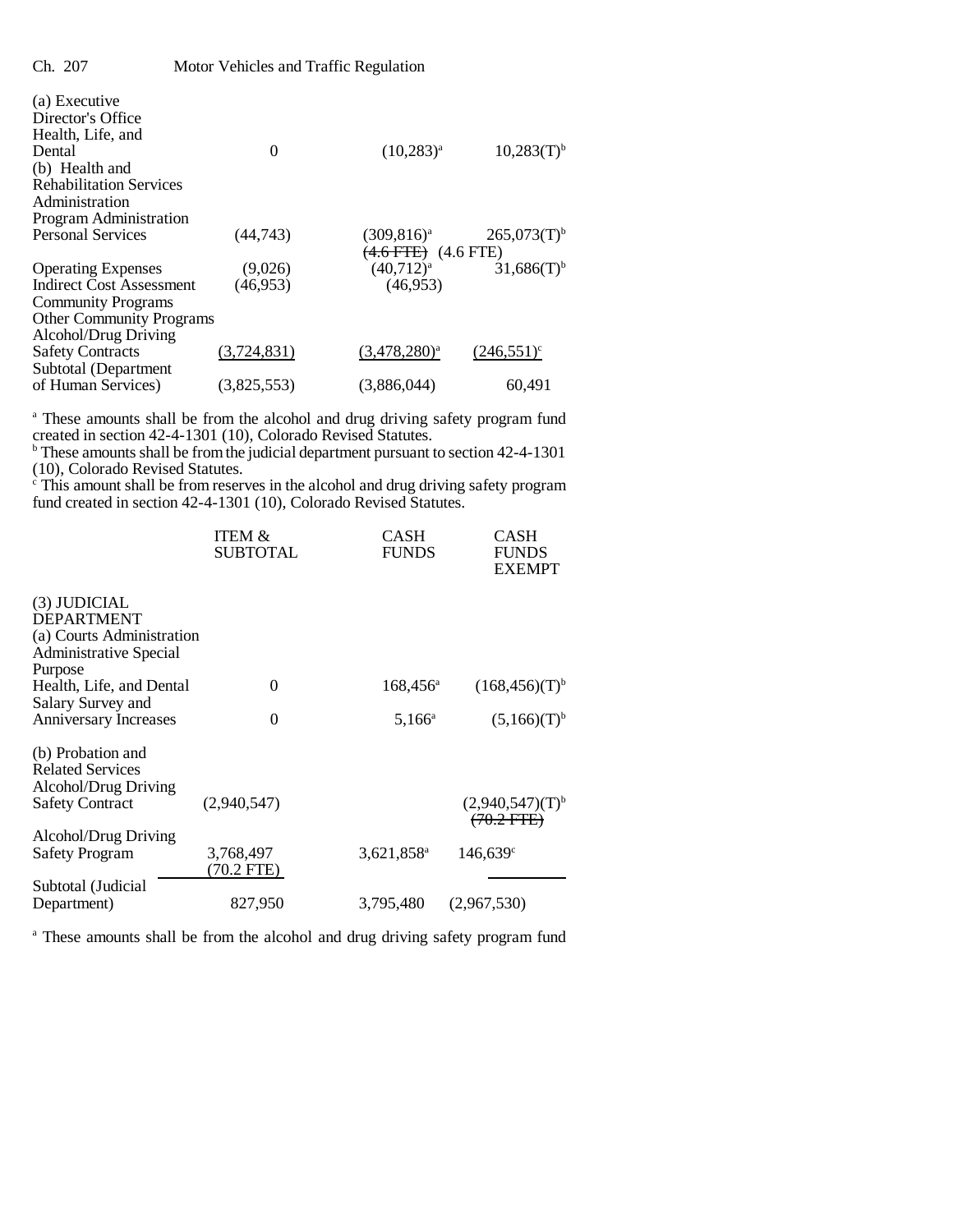| | | | |
|---|---|---|---|
| (a) Executive Director's Office | | | |
| Health, Life, and Dental | 0 | (10,283)[a] | 10,283(T)[b] |
| (b) Health and Rehabilitation Services Administration | | | |
| Program Administration | | | |
| Personal Services | (44,743) | (309,816)[a] ~~(4.6 FTE)~~ (4.6 FTE) | 265,073(T)[b] |
| Operating Expenses | (9,026) | (40,712)[a] | 31,686(T)[b] |
| Indirect Cost Assessment | (46,953) | (46,953) | |
| Community Programs | | | |
| Other Community Programs | | | |
| Alcohol/Drug Driving Safety Contracts | (3,724,831) | (3,478,280)[a] | (246,551)[c] |
| Subtotal (Department of Human Services) | (3,825,553) | (3,886,044) | 60,491 |

[a] These amounts shall be from the alcohol and drug driving safety program fund created in section 42-4-1301 (10), Colorado Revised Statutes.
[b] These amounts shall be from the judicial department pursuant to section 42-4-1301 (10), Colorado Revised Statutes.
[c] This amount shall be from reserves in the alcohol and drug driving safety program fund created in section 42-4-1301 (10), Colorado Revised Statutes.

| | ITEM & SUBTOTAL | CASH FUNDS | CASH FUNDS EXEMPT |
|---|---|---|---|
| (3) JUDICIAL DEPARTMENT | | | |
| (a) Courts Administration | | | |
| Administrative Special Purpose | | | |
| Health, Life, and Dental | 0 | 168,456[a] | (168,456)(T)[b] |
| Salary Survey and Anniversary Increases | 0 | 5,166[a] | (5,166)(T)[b] |
| (b) Probation and Related Services | | | |
| Alcohol/Drug Driving Safety Contract | (2,940,547) | | (2,940,547)(T)[b] ~~(70.2 FTE)~~ |
| Alcohol/Drug Driving Safety Program | 3,768,497 (70.2 FTE) | 3,621,858[a] | 146,639[c] |
| Subtotal (Judicial Department) | 827,950 | 3,795,480 | (2,967,530) |

[a] These amounts shall be from the alcohol and drug driving safety program fund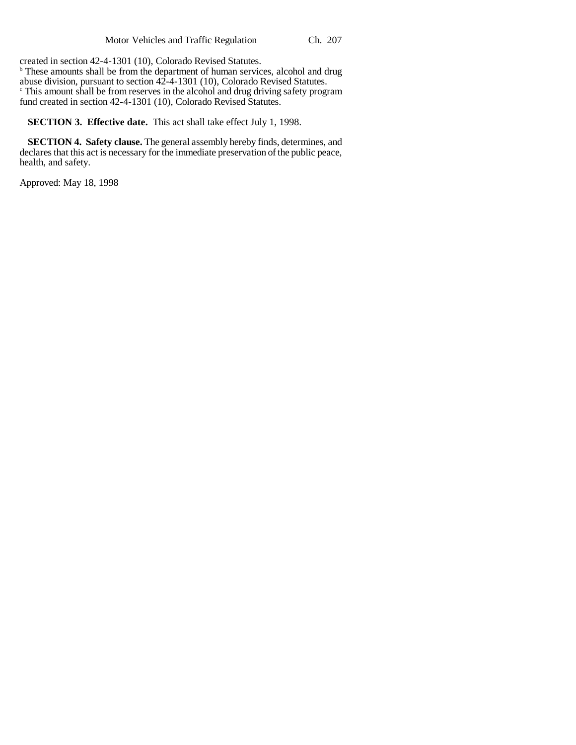created in section 42-4-1301 (10), Colorado Revised Statutes.
[b] These amounts shall be from the department of human services, alcohol and drug abuse division, pursuant to section 42-4-1301 (10), Colorado Revised Statutes.
[c] This amount shall be from reserves in the alcohol and drug driving safety program fund created in section 42-4-1301 (10), Colorado Revised Statutes.

**SECTION 3. Effective date.** This act shall take effect July 1, 1998.

**SECTION 4. Safety clause.** The general assembly hereby finds, determines, and declares that this act is necessary for the immediate preservation of the public peace, health, and safety.

Approved: May 18, 1998